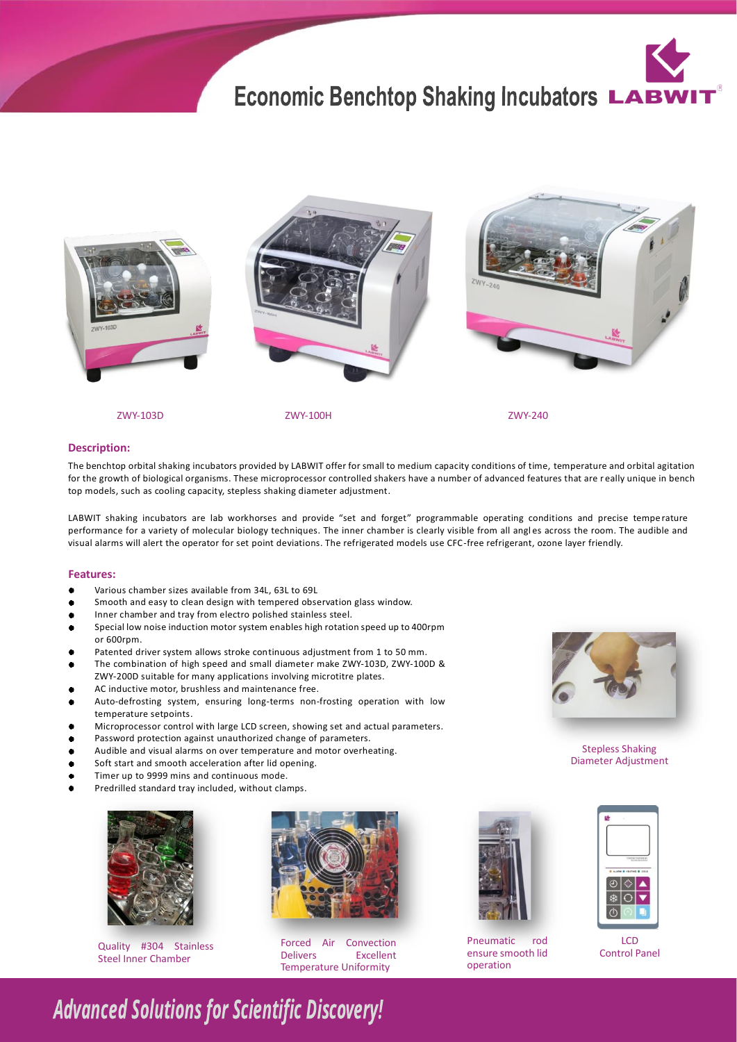# Economic Benchtop Shaking Incubators

ZWY-103D

ZWY-100H

ZWY-240

## Description:

The benchtop orbital shaking incubators provided by LABWIT offer for small to medium capacity conditions of time, temperature and orbital agitation for the growth of biological organisms. These microprocessor controlled shakers have a number of advanced features that are really unique in bench top models, such as cooling capacity, stepless shaking diameter adjustment.

LABWIT shaking incubators are lab workhorses and provide "set and forget" programmable operating conditions and precise temperature performance for a variety of molecular biology techniques. The inner chamber is clearly visible from all angles across the room. The audible and visual alarms will alert the operator for set point deviations. The refrigerated models use CFC-free refrigerant, ozone layer friendly.

## Features:

- Various chamber sizes available from 34L, 63L to 69L
- Smooth and easy to clean design with tempered observation glass window.
- Inner chamber and tray from electro polished stainless steel.
- Special low noise induction motor system enables high rotation speed up to 400rpm or 600rpm.
- Patented driver system allows stroke continuous adjustment from 1 to 50 mm.
- The combination of high speed and small diameter make ZWY-103D, ZWY-100D & ZWY-200D suitable for many applications involving microtitre plates.
- AC inductive motor, brushless and maintenance free.
- Auto-defrosting system, ensuring long-terms non-frosting operation with low temperature setpoints.
- Microprocessor control with large LCD screen, showing set and actual parameters.
- Password protection against unauthorized change of parameters.
- Audible and visual alarms on over temperature and motor overheating.
- Soft start and smooth acceleration after lid opening.
- Timer up to 9999 mins and continuous mode.
- Predrilled standard tray included, without clamps.

Stepless Shaking Diameter Adjustment

Quality #304 Stainless Steel Inner Chamber

Forced Air Convection Delivers Excellent Temperature Uniformity

Pneumatic rod ensure smooth lid operation

LCD Control Panel

*Advanced Solutions for Scientific Discovery!*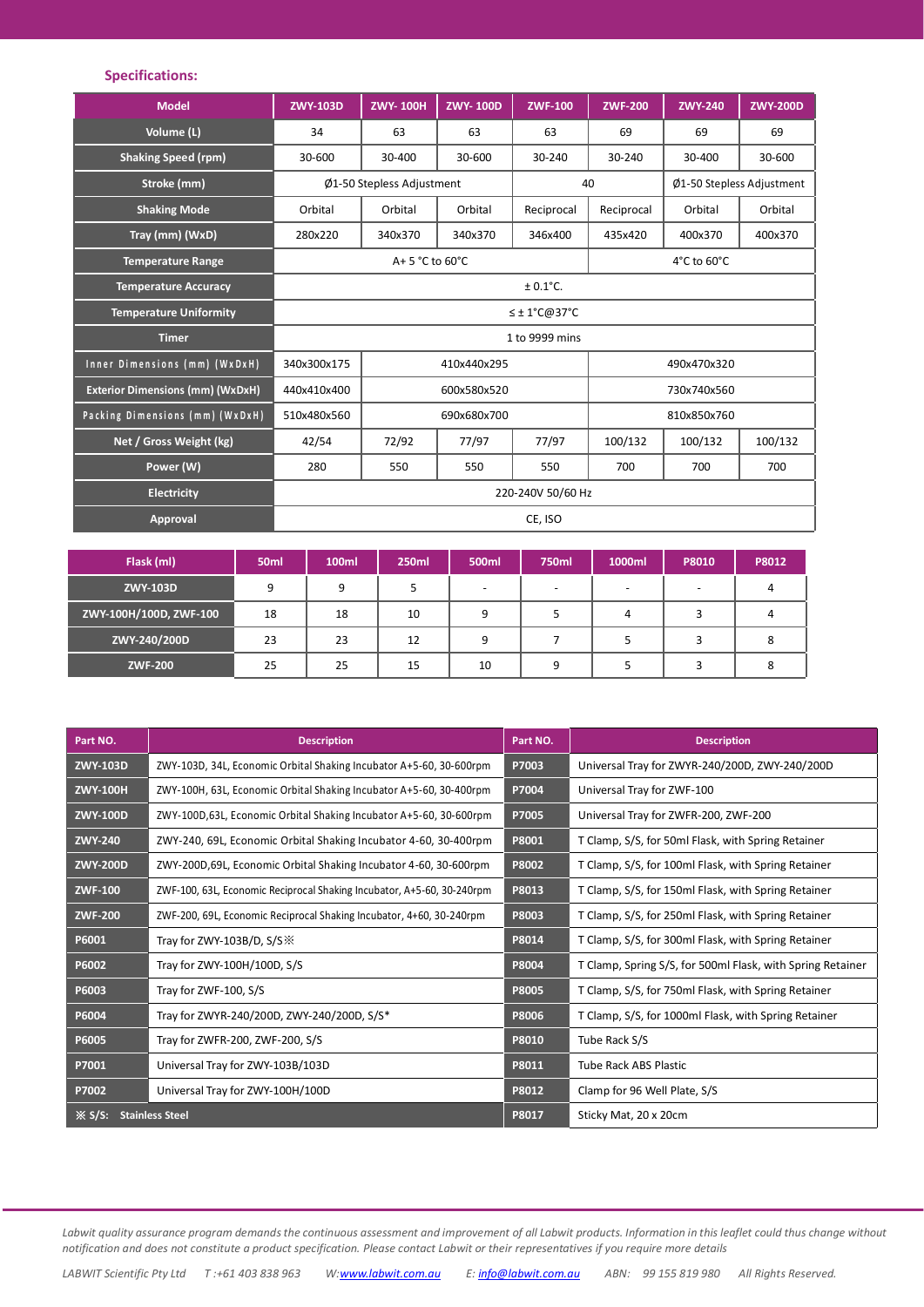## Specifications:

| Model | ZWY-103D | ZWY- 100H | ZWY- 100D | ZWF-100 | ZWF-200 | ZWY-240 | ZWY-200D |
|---|---|---|---|---|---|---|---|
| Volume (L) | 34 | 63 | 63 | 63 | 69 | 69 | 69 |
| Shaking Speed (rpm) | 30-600 | 30-400 | 30-600 | 30-240 | 30-240 | 30-400 | 30-600 |
| Stroke (mm) | Ø1-50 Stepless Adjustment | | | 40 | | Ø1-50 Stepless Adjustment | |
| Shaking Mode | Orbital | Orbital | Orbital | Reciprocal | Reciprocal | Orbital | Orbital |
| Tray (mm) (WxD) | 280x220 | 340x370 | 340x370 | 346x400 | 435x420 | 400x370 | 400x370 |
| Temperature Range | A+ 5 °C to 60°C | | | | 4°C to 60°C | | |
| Temperature Accuracy | ± 0.1°C. | | | | | | |
| Temperature Uniformity | ≤ ± 1°C@37°C | | | | | | |
| Timer | 1 to 9999 mins | | | | | | |
| Inner Dimensions (mm) (WxDxH) | 340x300x175 | 410x440x295 | | | 490x470x320 | | |
| Exterior Dimensions (mm) (WxDxH) | 440x410x400 | 600x580x520 | | | 730x740x560 | | |
| Packing Dimensions (mm) (WxDxH) | 510x480x560 | 690x680x700 | | | 810x850x760 | | |
| Net / Gross Weight (kg) | 42/54 | 72/92 | 77/97 | 77/97 | 100/132 | 100/132 | 100/132 |
| Power (W) | 280 | 550 | 550 | 550 | 700 | 700 | 700 |
| Electricity | 220-240V 50/60 Hz | | | | | | |
| Approval | CE, ISO | | | | | | |

| Flask (ml) | 50ml | 100ml | 250ml | 500ml | 750ml | 1000ml | P8010 | P8012 |
|---|---|---|---|---|---|---|---|---|
| ZWY-103D | 9 | 9 | 5 | - | - | - | - | 4 |
| ZWY-100H/100D, ZWF-100 | 18 | 18 | 10 | 9 | 5 | 4 | 3 | 4 |
| ZWY-240/200D | 23 | 23 | 12 | 9 | 7 | 5 | 3 | 8 |
| ZWF-200 | 25 | 25 | 15 | 10 | 9 | 5 | 3 | 8 |

| Part NO. | Description | Part NO. | Description |
|---|---|---|---|
| ZWY-103D | ZWY-103D, 34L, Economic Orbital Shaking Incubator A+5-60, 30-600rpm | P7003 | Universal Tray for ZWYR-240/200D, ZWY-240/200D |
| ZWY-100H | ZWY-100H, 63L, Economic Orbital Shaking Incubator A+5-60, 30-400rpm | P7004 | Universal Tray for ZWF-100 |
| ZWY-100D | ZWY-100D,63L, Economic Orbital Shaking Incubator A+5-60, 30-600rpm | P7005 | Universal Tray for ZWFR-200, ZWF-200 |
| ZWY-240 | ZWY-240, 69L, Economic Orbital Shaking Incubator 4-60, 30-400rpm | P8001 | T Clamp, S/S, for 50ml Flask, with Spring Retainer |
| ZWY-200D | ZWY-200D,69L, Economic Orbital Shaking Incubator 4-60, 30-600rpm | P8002 | T Clamp, S/S, for 100ml Flask, with Spring Retainer |
| ZWF-100 | ZWF-100, 63L, Economic Reciprocal Shaking Incubator, A+5-60, 30-240rpm | P8013 | T Clamp, S/S, for 150ml Flask, with Spring Retainer |
| ZWF-200 | ZWF-200, 69L, Economic Reciprocal Shaking Incubator, 4+60, 30-240rpm | P8003 | T Clamp, S/S, for 250ml Flask, with Spring Retainer |
| P6001 | Tray for ZWY-103B/D, S/S※ | P8014 | T Clamp, S/S, for 300ml Flask, with Spring Retainer |
| P6002 | Tray for ZWY-100H/100D, S/S | P8004 | T Clamp, Spring S/S, for 500ml Flask, with Spring Retainer |
| P6003 | Tray for ZWF-100, S/S | P8005 | T Clamp, S/S, for 750ml Flask, with Spring Retainer |
| P6004 | Tray for ZWYR-240/200D, ZWY-240/200D, S/S* | P8006 | T Clamp, S/S, for 1000ml Flask, with Spring Retainer |
| P6005 | Tray for ZWFR-200, ZWF-200, S/S | P8010 | Tube Rack S/S |
| P7001 | Universal Tray for ZWY-103B/103D | P8011 | Tube Rack ABS Plastic |
| P7002 | Universal Tray for ZWY-100H/100D | P8012 | Clamp for 96 Well Plate, S/S |
| ※ S/S: Stainless Steel | | P8017 | Sticky Mat, 20 x 20cm |

*Labwit quality assurance program demands the continuous assessment and improvement of all Labwit products. Information in this leaflet could thus change without notification and does not constitute a product specification. Please contact Labwit or their representatives if you require more details*

*LABWIT Scientific Pty Ltd T :+61 403 838 963 W: www.labwit.com.au E: info@labwit.com.au ABN: 99 155 819 980 All Rights Reserved.*